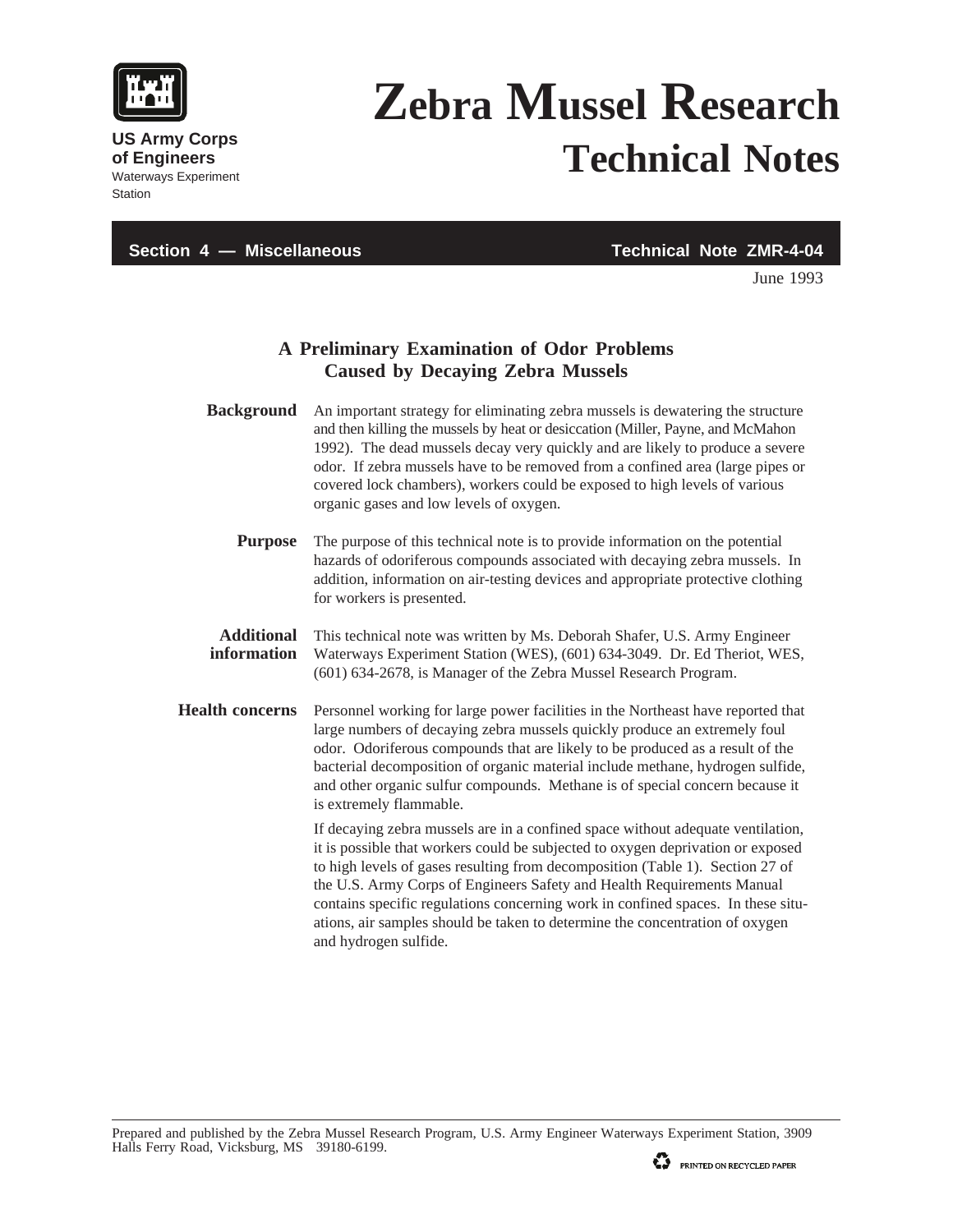US Army Corps of Engineers
Waterways Experiment Station

# Zebra Mussel Research Technical Notes

**Section 4 — Miscellaneous** **Technical Note ZMR-4-04**

June 1993

## A Preliminary Examination of Odor Problems Caused by Decaying Zebra Mussels

**Background**

An important strategy for eliminating zebra mussels is dewatering the structure and then killing the mussels by heat or desiccation (Miller, Payne, and McMahon 1992). The dead mussels decay very quickly and are likely to produce a severe odor. If zebra mussels have to be removed from a confined area (large pipes or covered lock chambers), workers could be exposed to high levels of various organic gases and low levels of oxygen.

**Purpose**

The purpose of this technical note is to provide information on the potential hazards of odoriferous compounds associated with decaying zebra mussels. In addition, information on air-testing devices and appropriate protective clothing for workers is presented.

**Additional information**

This technical note was written by Ms. Deborah Shafer, U.S. Army Engineer Waterways Experiment Station (WES), (601) 634-3049. Dr. Ed Theriot, WES, (601) 634-2678, is Manager of the Zebra Mussel Research Program.

**Health concerns**

Personnel working for large power facilities in the Northeast have reported that large numbers of decaying zebra mussels quickly produce an extremely foul odor. Odoriferous compounds that are likely to be produced as a result of the bacterial decomposition of organic material include methane, hydrogen sulfide, and other organic sulfur compounds. Methane is of special concern because it is extremely flammable.

If decaying zebra mussels are in a confined space without adequate ventilation, it is possible that workers could be subjected to oxygen deprivation or exposed to high levels of gases resulting from decomposition (Table 1). Section 27 of the U.S. Army Corps of Engineers Safety and Health Requirements Manual contains specific regulations concerning work in confined spaces. In these situations, air samples should be taken to determine the concentration of oxygen and hydrogen sulfide.

Prepared and published by the Zebra Mussel Research Program, U.S. Army Engineer Waterways Experiment Station, 3909 Halls Ferry Road, Vicksburg, MS 39180-6199.

PRINTED ON RECYCLED PAPER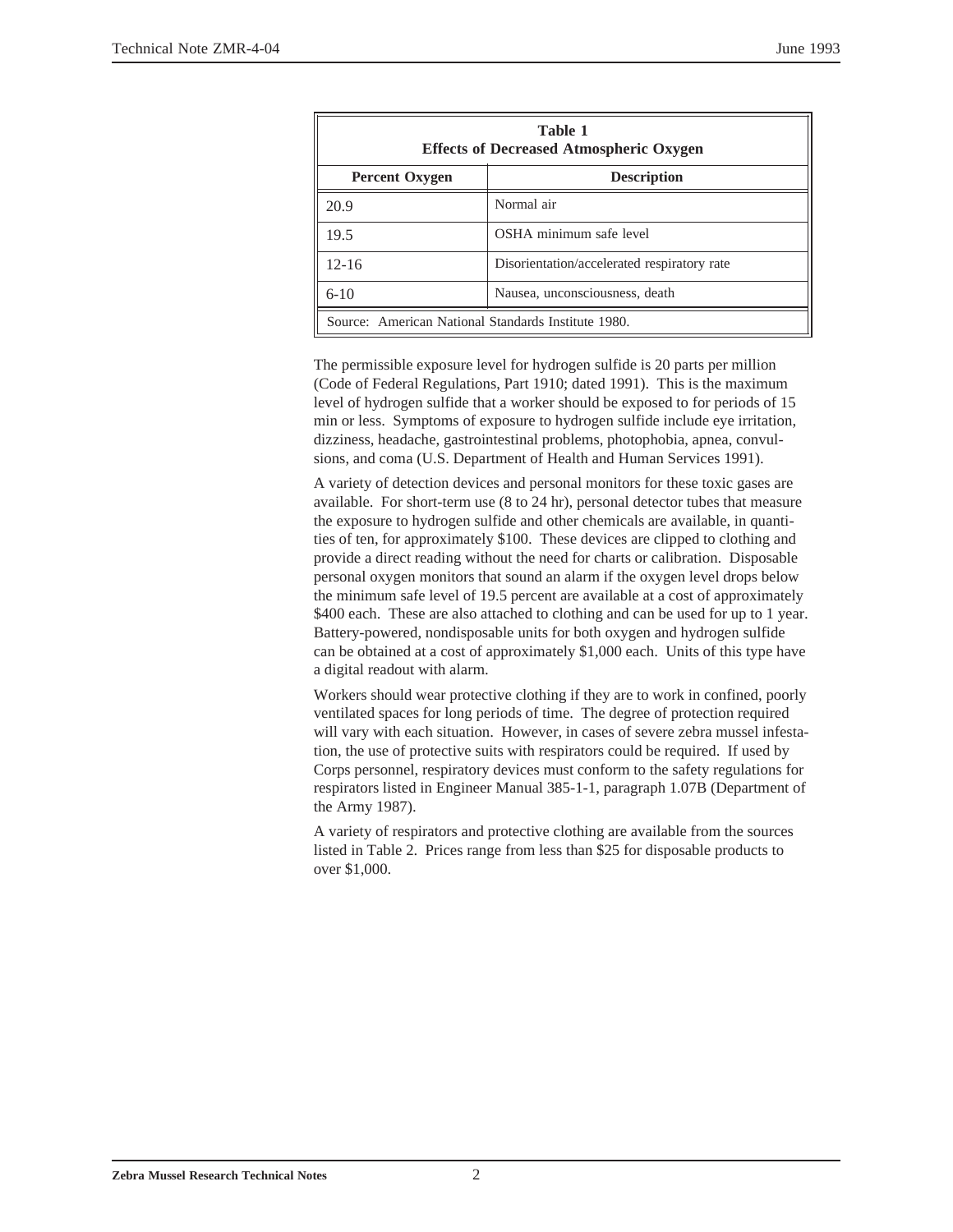**Table 1**
**Effects of Decreased Atmospheric Oxygen**

| Percent Oxygen | Description |
|---|---|
| 20.9 | Normal air |
| 19.5 | OSHA minimum safe level |
| 12-16 | Disorientation/accelerated respiratory rate |
| 6-10 | Nausea, unconsciousness, death |

Source: American National Standards Institute 1980.

The permissible exposure level for hydrogen sulfide is 20 parts per million (Code of Federal Regulations, Part 1910; dated 1991). This is the maximum level of hydrogen sulfide that a worker should be exposed to for periods of 15 min or less. Symptoms of exposure to hydrogen sulfide include eye irritation, dizziness, headache, gastrointestinal problems, photophobia, apnea, convulsions, and coma (U.S. Department of Health and Human Services 1991).

A variety of detection devices and personal monitors for these toxic gases are available. For short-term use (8 to 24 hr), personal detector tubes that measure the exposure to hydrogen sulfide and other chemicals are available, in quantities of ten, for approximately $100. These devices are clipped to clothing and provide a direct reading without the need for charts or calibration. Disposable personal oxygen monitors that sound an alarm if the oxygen level drops below the minimum safe level of 19.5 percent are available at a cost of approximately $400 each. These are also attached to clothing and can be used for up to 1 year. Battery-powered, nondisposable units for both oxygen and hydrogen sulfide can be obtained at a cost of approximately $1,000 each. Units of this type have a digital readout with alarm.

Workers should wear protective clothing if they are to work in confined, poorly ventilated spaces for long periods of time. The degree of protection required will vary with each situation. However, in cases of severe zebra mussel infestation, the use of protective suits with respirators could be required. If used by Corps personnel, respiratory devices must conform to the safety regulations for respirators listed in Engineer Manual 385-1-1, paragraph 1.07B (Department of the Army 1987).

A variety of respirators and protective clothing are available from the sources listed in Table 2. Prices range from less than $25 for disposable products to over $1,000.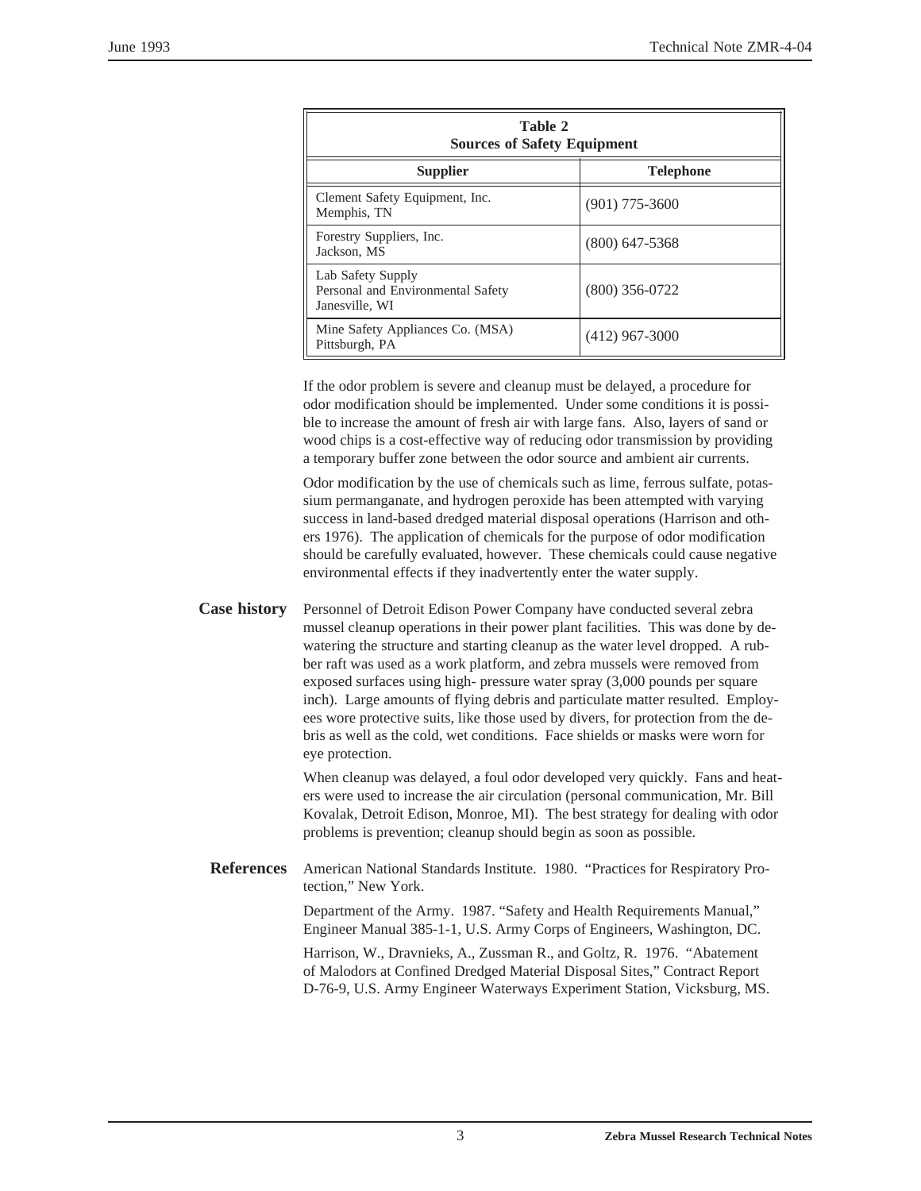**Table 2**
**Sources of Safety Equipment**

| Supplier | Telephone |
| --- | --- |
| Clement Safety Equipment, Inc.<br>Memphis, TN | (901) 775-3600 |
| Forestry Suppliers, Inc.<br>Jackson, MS | (800) 647-5368 |
| Lab Safety Supply<br>Personal and Environmental Safety<br>Janesville, WI | (800) 356-0722 |
| Mine Safety Appliances Co. (MSA)<br>Pittsburgh, PA | (412) 967-3000 |

If the odor problem is severe and cleanup must be delayed, a procedure for odor modification should be implemented. Under some conditions it is possible to increase the amount of fresh air with large fans. Also, layers of sand or wood chips is a cost-effective way of reducing odor transmission by providing a temporary buffer zone between the odor source and ambient air currents.

Odor modification by the use of chemicals such as lime, ferrous sulfate, potassium permanganate, and hydrogen peroxide has been attempted with varying success in land-based dredged material disposal operations (Harrison and others 1976). The application of chemicals for the purpose of odor modification should be carefully evaluated, however. These chemicals could cause negative environmental effects if they inadvertently enter the water supply.

## Case history

Personnel of Detroit Edison Power Company have conducted several zebra mussel cleanup operations in their power plant facilities. This was done by dewatering the structure and starting cleanup as the water level dropped. A rubber raft was used as a work platform, and zebra mussels were removed from exposed surfaces using high- pressure water spray (3,000 pounds per square inch). Large amounts of flying debris and particulate matter resulted. Employees wore protective suits, like those used by divers, for protection from the debris as well as the cold, wet conditions. Face shields or masks were worn for eye protection.

When cleanup was delayed, a foul odor developed very quickly. Fans and heaters were used to increase the air circulation (personal communication, Mr. Bill Kovalak, Detroit Edison, Monroe, MI). The best strategy for dealing with odor problems is prevention; cleanup should begin as soon as possible.

## References

American National Standards Institute. 1980. "Practices for Respiratory Protection," New York.

Department of the Army. 1987. "Safety and Health Requirements Manual," Engineer Manual 385-1-1, U.S. Army Corps of Engineers, Washington, DC.

Harrison, W., Dravnieks, A., Zussman R., and Goltz, R. 1976. "Abatement of Malodors at Confined Dredged Material Disposal Sites," Contract Report D-76-9, U.S. Army Engineer Waterways Experiment Station, Vicksburg, MS.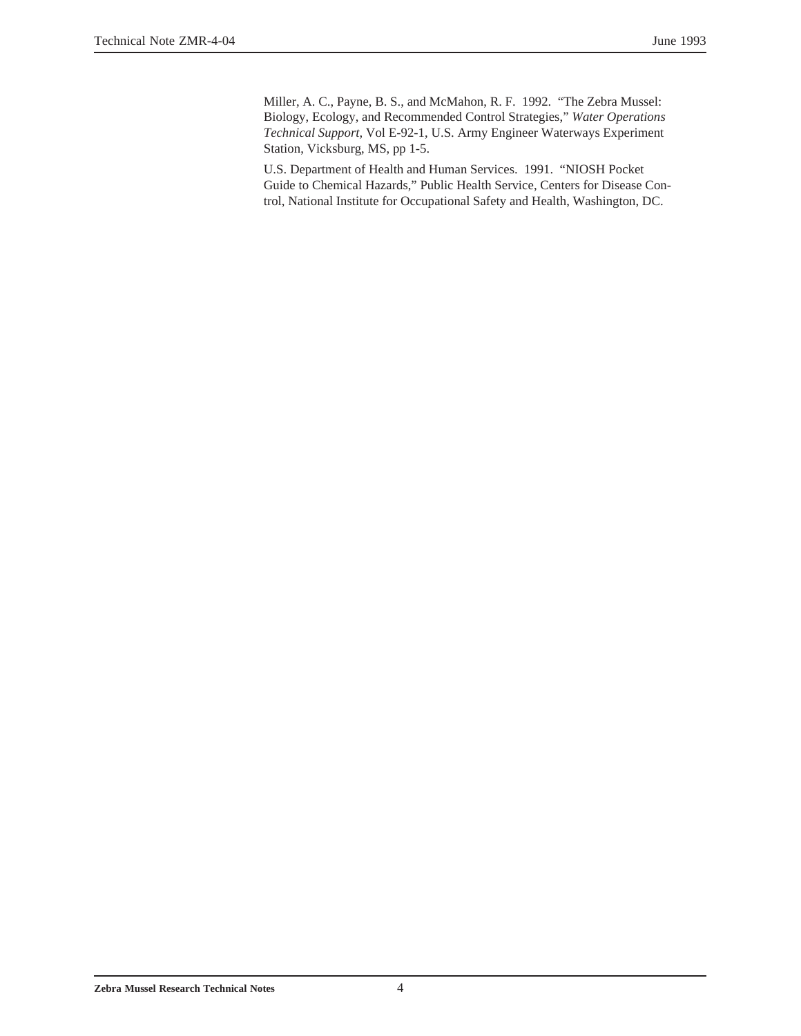Miller, A. C., Payne, B. S., and McMahon, R. F. 1992. "The Zebra Mussel: Biology, Ecology, and Recommended Control Strategies," *Water Operations Technical Support,* Vol E-92-1, U.S. Army Engineer Waterways Experiment Station, Vicksburg, MS, pp 1-5.

U.S. Department of Health and Human Services. 1991. "NIOSH Pocket Guide to Chemical Hazards," Public Health Service, Centers for Disease Control, National Institute for Occupational Safety and Health, Washington, DC.